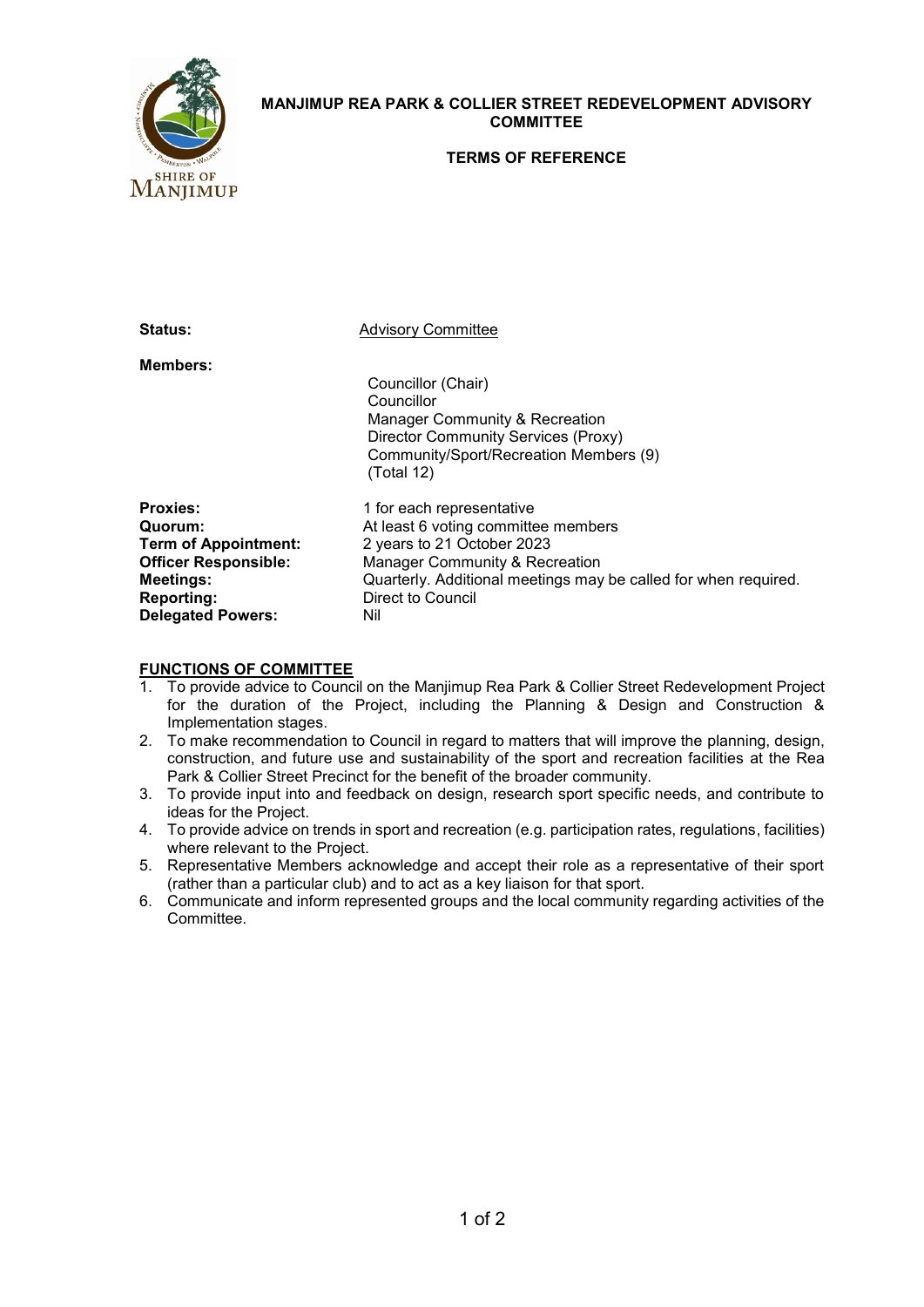# MANJIMUP REA PARK & COLLIER STREET REDEVELOPMENT ADVISORY COMMITTEE

## TERMS OF REFERENCE

**Status:** Advisory Committee

**Members:**

Councillor (Chair)
Councillor
Manager Community & Recreation
Director Community Services (Proxy)
Community/Sport/Recreation Members (9)
(Total 12)

**Proxies:** 1 for each representative
**Quorum:** At least 6 voting committee members
**Term of Appointment:** 2 years to 21 October 2023
**Officer Responsible:** Manager Community & Recreation
**Meetings:** Quarterly. Additional meetings may be called for when required.
**Reporting:** Direct to Council
**Delegated Powers:** Nil

**FUNCTIONS OF COMMITTEE**

1. To provide advice to Council on the Manjimup Rea Park & Collier Street Redevelopment Project for the duration of the Project, including the Planning & Design and Construction & Implementation stages.
2. To make recommendation to Council in regard to matters that will improve the planning, design, construction, and future use and sustainability of the sport and recreation facilities at the Rea Park & Collier Street Precinct for the benefit of the broader community.
3. To provide input into and feedback on design, research sport specific needs, and contribute to ideas for the Project.
4. To provide advice on trends in sport and recreation (e.g. participation rates, regulations, facilities) where relevant to the Project.
5. Representative Members acknowledge and accept their role as a representative of their sport (rather than a particular club) and to act as a key liaison for that sport.
6. Communicate and inform represented groups and the local community regarding activities of the Committee.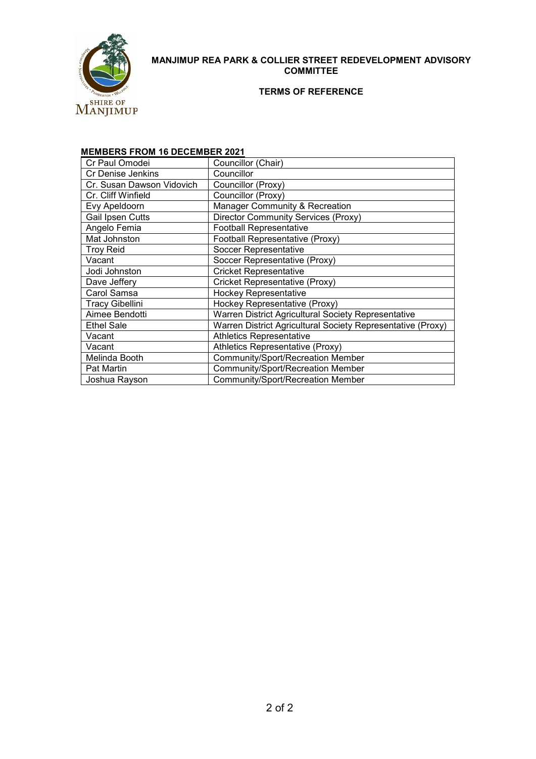**MANJIMUP REA PARK & COLLIER STREET REDEVELOPMENT ADVISORY COMMITTEE**

**TERMS OF REFERENCE**

**MEMBERS FROM 16 DECEMBER 2021**

| | |
|---|---|
| Cr Paul Omodei | Councillor (Chair) |
| Cr Denise Jenkins | Councillor |
| Cr. Susan Dawson Vidovich | Councillor (Proxy) |
| Cr. Cliff Winfield | Councillor (Proxy) |
| Evy Apeldoorn | Manager Community & Recreation |
| Gail Ipsen Cutts | Director Community Services (Proxy) |
| Angelo Femia | Football Representative |
| Mat Johnston | Football Representative (Proxy) |
| Troy Reid | Soccer Representative |
| Vacant | Soccer Representative (Proxy) |
| Jodi Johnston | Cricket Representative |
| Dave Jeffery | Cricket Representative (Proxy) |
| Carol Samsa | Hockey Representative |
| Tracy Gibellini | Hockey Representative (Proxy) |
| Aimee Bendotti | Warren District Agricultural Society Representative |
| Ethel Sale | Warren District Agricultural Society Representative (Proxy) |
| Vacant | Athletics Representative |
| Vacant | Athletics Representative (Proxy) |
| Melinda Booth | Community/Sport/Recreation Member |
| Pat Martin | Community/Sport/Recreation Member |
| Joshua Rayson | Community/Sport/Recreation Member |